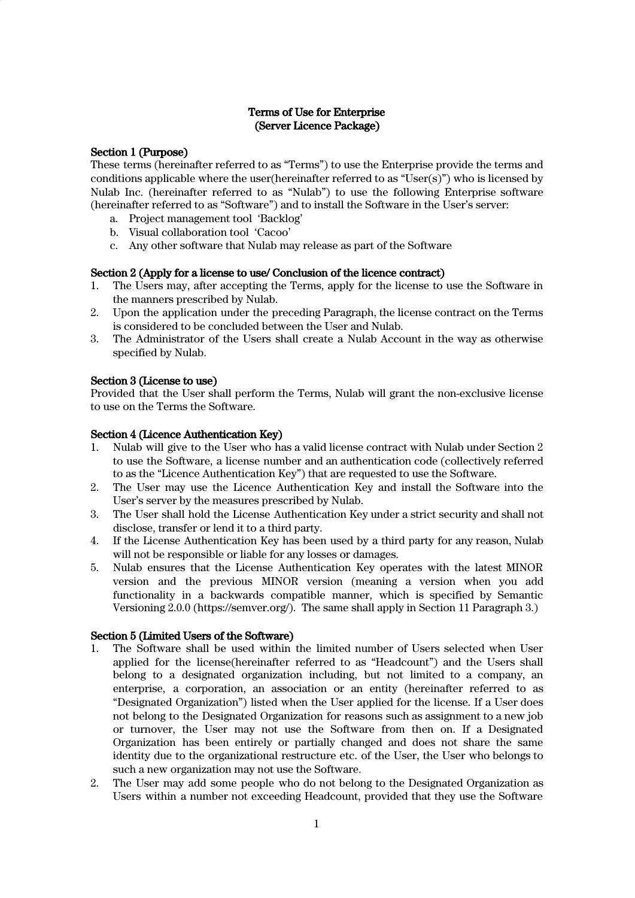# Terms of Use for Enterprise
# (Server Licence Package)

**Section 1 (Purpose)**

These terms (hereinafter referred to as “Terms”) to use the Enterprise provide the terms and conditions applicable where the user(hereinafter referred to as “User(s)”) who is licensed by Nulab Inc. (hereinafter referred to as “Nulab”) to use the following Enterprise software (hereinafter referred to as “Software”) and to install the Software in the User’s server:

a. Project management tool ‘Backlog’
b. Visual collaboration tool ‘Cacoo’
c. Any other software that Nulab may release as part of the Software

**Section 2 (Apply for a license to use/ Conclusion of the licence contract)**

1. The Users may, after accepting the Terms, apply for the license to use the Software in the manners prescribed by Nulab.
2. Upon the application under the preceding Paragraph, the license contract on the Terms is considered to be concluded between the User and Nulab.
3. The Administrator of the Users shall create a Nulab Account in the way as otherwise specified by Nulab.

**Section 3 (License to use)**

Provided that the User shall perform the Terms, Nulab will grant the non-exclusive license to use on the Terms the Software.

**Section 4 (Licence Authentication Key)**

1. Nulab will give to the User who has a valid license contract with Nulab under Section 2 to use the Software, a license number and an authentication code (collectively referred to as the “Licence Authentication Key”) that are requested to use the Software.
2. The User may use the Licence Authentication Key and install the Software into the User’s server by the measures prescribed by Nulab.
3. The User shall hold the License Authentication Key under a strict security and shall not disclose, transfer or lend it to a third party.
4. If the License Authentication Key has been used by a third party for any reason, Nulab will not be responsible or liable for any losses or damages.
5. Nulab ensures that the License Authentication Key operates with the latest MINOR version and the previous MINOR version (meaning a version when you add functionality in a backwards compatible manner, which is specified by Semantic Versioning 2.0.0 (https://semver.org/). The same shall apply in Section 11 Paragraph 3.)

**Section 5 (Limited Users of the Software)**

1. The Software shall be used within the limited number of Users selected when User applied for the license(hereinafter referred to as “Headcount”) and the Users shall belong to a designated organization including, but not limited to a company, an enterprise, a corporation, an association or an entity (hereinafter referred to as “Designated Organization”) listed when the User applied for the license. If a User does not belong to the Designated Organization for reasons such as assignment to a new job or turnover, the User may not use the Software from then on. If a Designated Organization has been entirely or partially changed and does not share the same identity due to the organizational restructure etc. of the User, the User who belongs to such a new organization may not use the Software.
2. The User may add some people who do not belong to the Designated Organization as Users within a number not exceeding Headcount, provided that they use the Software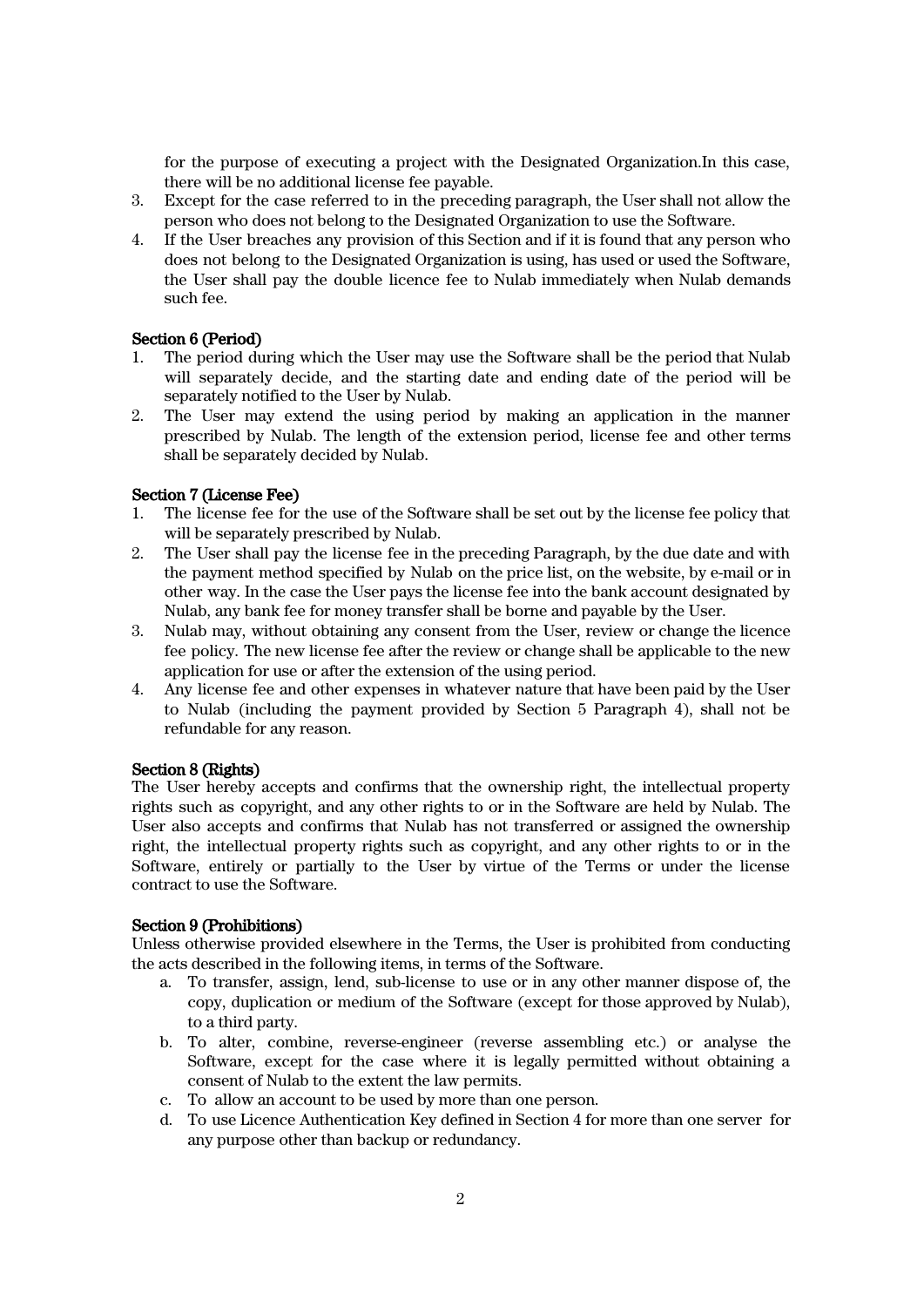for the purpose of executing a project with the Designated Organization.In this case, there will be no additional license fee payable.

3. Except for the case referred to in the preceding paragraph, the User shall not allow the person who does not belong to the Designated Organization to use the Software.
4. If the User breaches any provision of this Section and if it is found that any person who does not belong to the Designated Organization is using, has used or used the Software, the User shall pay the double licence fee to Nulab immediately when Nulab demands such fee.

**Section 6 (Period)**

1. The period during which the User may use the Software shall be the period that Nulab will separately decide, and the starting date and ending date of the period will be separately notified to the User by Nulab.
2. The User may extend the using period by making an application in the manner prescribed by Nulab. The length of the extension period, license fee and other terms shall be separately decided by Nulab.

**Section 7 (License Fee)**

1. The license fee for the use of the Software shall be set out by the license fee policy that will be separately prescribed by Nulab.
2. The User shall pay the license fee in the preceding Paragraph, by the due date and with the payment method specified by Nulab on the price list, on the website, by e-mail or in other way. In the case the User pays the license fee into the bank account designated by Nulab, any bank fee for money transfer shall be borne and payable by the User.
3. Nulab may, without obtaining any consent from the User, review or change the licence fee policy. The new license fee after the review or change shall be applicable to the new application for use or after the extension of the using period.
4. Any license fee and other expenses in whatever nature that have been paid by the User to Nulab (including the payment provided by Section 5 Paragraph 4), shall not be refundable for any reason.

**Section 8 (Rights)**

The User hereby accepts and confirms that the ownership right, the intellectual property rights such as copyright, and any other rights to or in the Software are held by Nulab. The User also accepts and confirms that Nulab has not transferred or assigned the ownership right, the intellectual property rights such as copyright, and any other rights to or in the Software, entirely or partially to the User by virtue of the Terms or under the license contract to use the Software.

**Section 9 (Prohibitions)**

Unless otherwise provided elsewhere in the Terms, the User is prohibited from conducting the acts described in the following items, in terms of the Software.

a. To transfer, assign, lend, sub-license to use or in any other manner dispose of, the copy, duplication or medium of the Software (except for those approved by Nulab), to a third party.
b. To alter, combine, reverse-engineer (reverse assembling etc.) or analyse the Software, except for the case where it is legally permitted without obtaining a consent of Nulab to the extent the law permits.
c. To allow an account to be used by more than one person.
d. To use Licence Authentication Key defined in Section 4 for more than one server for any purpose other than backup or redundancy.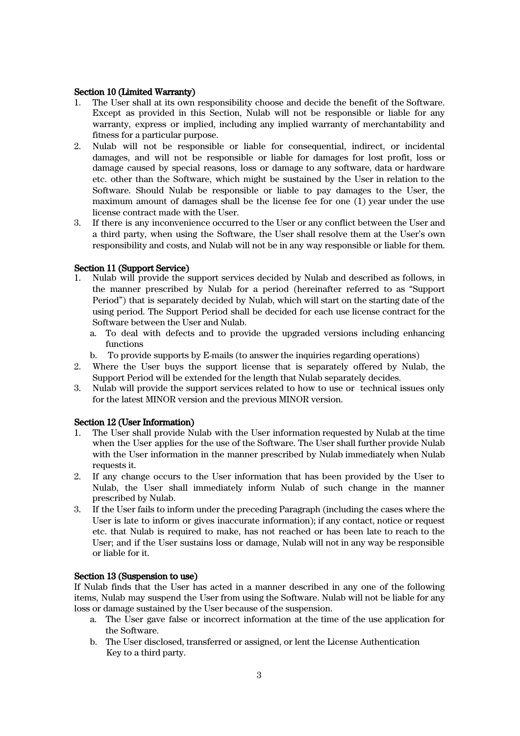**Section 10 (Limited Warranty)**

1. The User shall at its own responsibility choose and decide the benefit of the Software. Except as provided in this Section, Nulab will not be responsible or liable for any warranty, express or implied, including any implied warranty of merchantability and fitness for a particular purpose.
2. Nulab will not be responsible or liable for consequential, indirect, or incidental damages, and will not be responsible or liable for damages for lost profit, loss or damage caused by special reasons, loss or damage to any software, data or hardware etc. other than the Software, which might be sustained by the User in relation to the Software. Should Nulab be responsible or liable to pay damages to the User, the maximum amount of damages shall be the license fee for one (1) year under the use license contract made with the User.
3. If there is any inconvenience occurred to the User or any conflict between the User and a third party, when using the Software, the User shall resolve them at the User's own responsibility and costs, and Nulab will not be in any way responsible or liable for them.

**Section 11 (Support Service)**

1. Nulab will provide the support services decided by Nulab and described as follows, in the manner prescribed by Nulab for a period (hereinafter referred to as "Support Period") that is separately decided by Nulab, which will start on the starting date of the using period. The Support Period shall be decided for each use license contract for the Software between the User and Nulab.
   a. To deal with defects and to provide the upgraded versions including enhancing functions
   b. To provide supports by E-mails (to answer the inquiries regarding operations)
2. Where the User buys the support license that is separately offered by Nulab, the Support Period will be extended for the length that Nulab separately decides.
3. Nulab will provide the support services related to how to use or technical issues only for the latest MINOR version and the previous MINOR version.

**Section 12 (User Information)**

1. The User shall provide Nulab with the User information requested by Nulab at the time when the User applies for the use of the Software. The User shall further provide Nulab with the User information in the manner prescribed by Nulab immediately when Nulab requests it.
2. If any change occurs to the User information that has been provided by the User to Nulab, the User shall immediately inform Nulab of such change in the manner prescribed by Nulab.
3. If the User fails to inform under the preceding Paragraph (including the cases where the User is late to inform or gives inaccurate information); if any contact, notice or request etc. that Nulab is required to make, has not reached or has been late to reach to the User; and if the User sustains loss or damage, Nulab will not in any way be responsible or liable for it.

**Section 13 (Suspension to use)**

If Nulab finds that the User has acted in a manner described in any one of the following items, Nulab may suspend the User from using the Software. Nulab will not be liable for any loss or damage sustained by the User because of the suspension.

a. The User gave false or incorrect information at the time of the use application for the Software.
b. The User disclosed, transferred or assigned, or lent the License Authentication Key to a third party.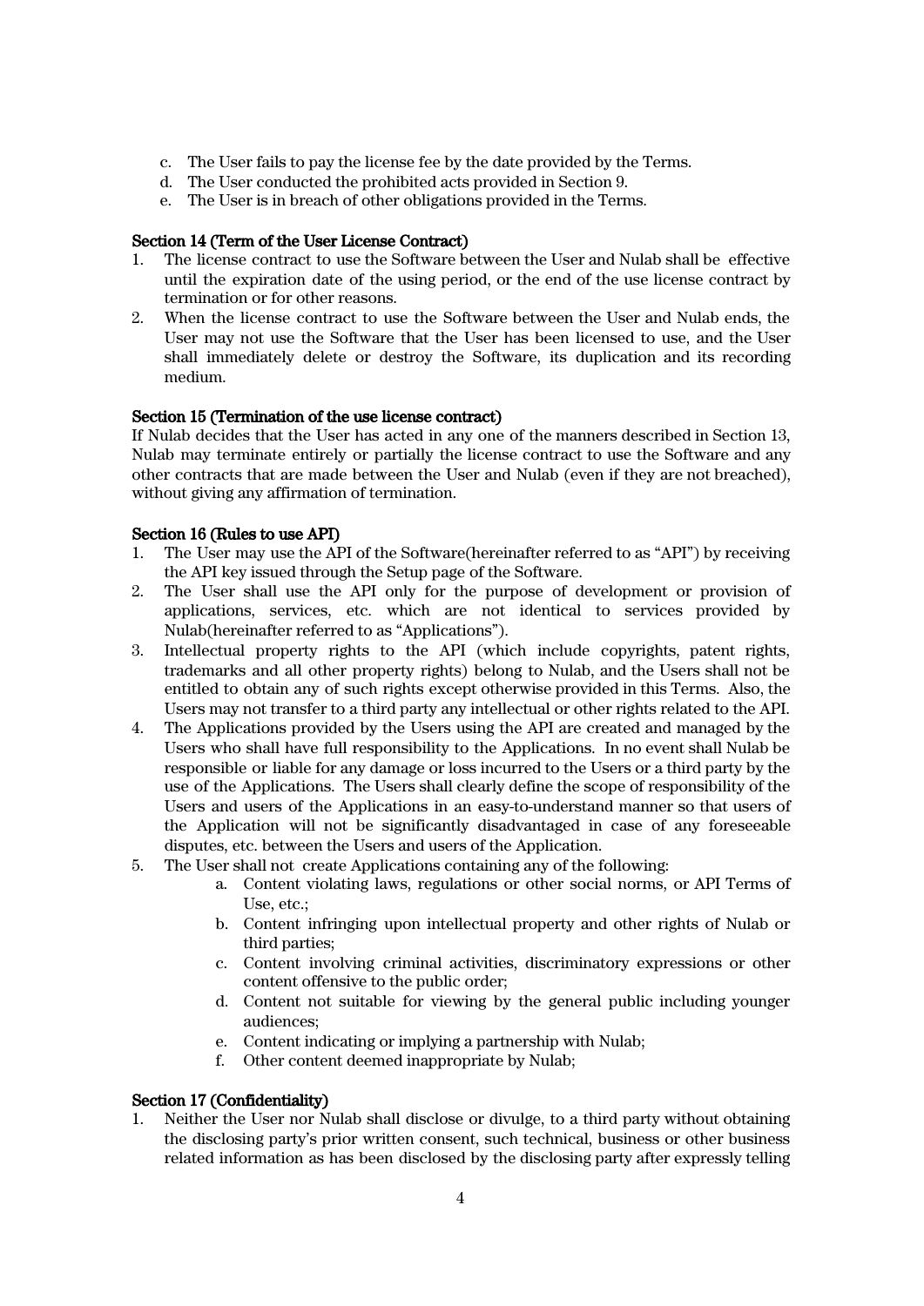c. The User fails to pay the license fee by the date provided by the Terms.
d. The User conducted the prohibited acts provided in Section 9.
e. The User is in breach of other obligations provided in the Terms.

**Section 14 (Term of the User License Contract)**

1. The license contract to use the Software between the User and Nulab shall be effective until the expiration date of the using period, or the end of the use license contract by termination or for other reasons.
2. When the license contract to use the Software between the User and Nulab ends, the User may not use the Software that the User has been licensed to use, and the User shall immediately delete or destroy the Software, its duplication and its recording medium.

**Section 15 (Termination of the use license contract)**

If Nulab decides that the User has acted in any one of the manners described in Section 13, Nulab may terminate entirely or partially the license contract to use the Software and any other contracts that are made between the User and Nulab (even if they are not breached), without giving any affirmation of termination.

**Section 16 (Rules to use API)**

1. The User may use the API of the Software(hereinafter referred to as "API") by receiving the API key issued through the Setup page of the Software.
2. The User shall use the API only for the purpose of development or provision of applications, services, etc. which are not identical to services provided by Nulab(hereinafter referred to as "Applications").
3. Intellectual property rights to the API (which include copyrights, patent rights, trademarks and all other property rights) belong to Nulab, and the Users shall not be entitled to obtain any of such rights except otherwise provided in this Terms. Also, the Users may not transfer to a third party any intellectual or other rights related to the API.
4. The Applications provided by the Users using the API are created and managed by the Users who shall have full responsibility to the Applications. In no event shall Nulab be responsible or liable for any damage or loss incurred to the Users or a third party by the use of the Applications. The Users shall clearly define the scope of responsibility of the Users and users of the Applications in an easy-to-understand manner so that users of the Application will not be significantly disadvantaged in case of any foreseeable disputes, etc. between the Users and users of the Application.
5. The User shall not create Applications containing any of the following:
   a. Content violating laws, regulations or other social norms, or API Terms of Use, etc.;
   b. Content infringing upon intellectual property and other rights of Nulab or third parties;
   c. Content involving criminal activities, discriminatory expressions or other content offensive to the public order;
   d. Content not suitable for viewing by the general public including younger audiences;
   e. Content indicating or implying a partnership with Nulab;
   f. Other content deemed inappropriate by Nulab;

**Section 17 (Confidentiality)**

1. Neither the User nor Nulab shall disclose or divulge, to a third party without obtaining the disclosing party's prior written consent, such technical, business or other business related information as has been disclosed by the disclosing party after expressly telling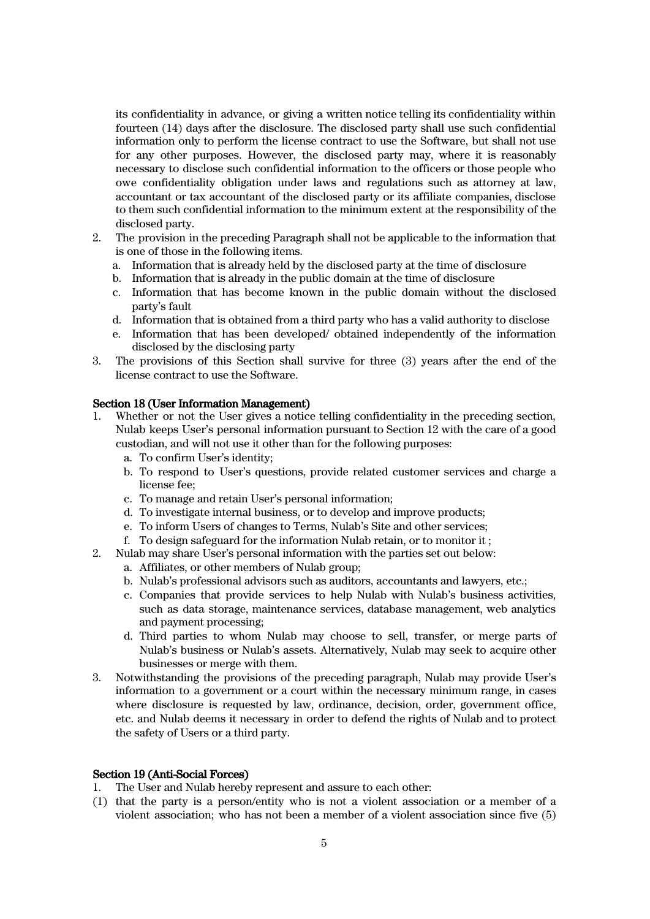its confidentiality in advance, or giving a written notice telling its confidentiality within fourteen (14) days after the disclosure. The disclosed party shall use such confidential information only to perform the license contract to use the Software, but shall not use for any other purposes. However, the disclosed party may, where it is reasonably necessary to disclose such confidential information to the officers or those people who owe confidentiality obligation under laws and regulations such as attorney at law, accountant or tax accountant of the disclosed party or its affiliate companies, disclose to them such confidential information to the minimum extent at the responsibility of the disclosed party.

2. The provision in the preceding Paragraph shall not be applicable to the information that is one of those in the following items.
   a. Information that is already held by the disclosed party at the time of disclosure
   b. Information that is already in the public domain at the time of disclosure
   c. Information that has become known in the public domain without the disclosed party's fault
   d. Information that is obtained from a third party who has a valid authority to disclose
   e. Information that has been developed/ obtained independently of the information disclosed by the disclosing party
3. The provisions of this Section shall survive for three (3) years after the end of the license contract to use the Software.

**Section 18 (User Information Management)**

1. Whether or not the User gives a notice telling confidentiality in the preceding section, Nulab keeps User's personal information pursuant to Section 12 with the care of a good custodian, and will not use it other than for the following purposes:
   a. To confirm User's identity;
   b. To respond to User's questions, provide related customer services and charge a license fee;
   c. To manage and retain User's personal information;
   d. To investigate internal business, or to develop and improve products;
   e. To inform Users of changes to Terms, Nulab's Site and other services;
   f. To design safeguard for the information Nulab retain, or to monitor it ;
2. Nulab may share User's personal information with the parties set out below:
   a. Affiliates, or other members of Nulab group;
   b. Nulab's professional advisors such as auditors, accountants and lawyers, etc.;
   c. Companies that provide services to help Nulab with Nulab's business activities, such as data storage, maintenance services, database management, web analytics and payment processing;
   d. Third parties to whom Nulab may choose to sell, transfer, or merge parts of Nulab's business or Nulab's assets. Alternatively, Nulab may seek to acquire other businesses or merge with them.
3. Notwithstanding the provisions of the preceding paragraph, Nulab may provide User's information to a government or a court within the necessary minimum range, in cases where disclosure is requested by law, ordinance, decision, order, government office, etc. and Nulab deems it necessary in order to defend the rights of Nulab and to protect the safety of Users or a third party.

**Section 19 (Anti-Social Forces)**

1. The User and Nulab hereby represent and assure to each other:

(1) that the party is a person/entity who is not a violent association or a member of a violent association; who has not been a member of a violent association since five (5)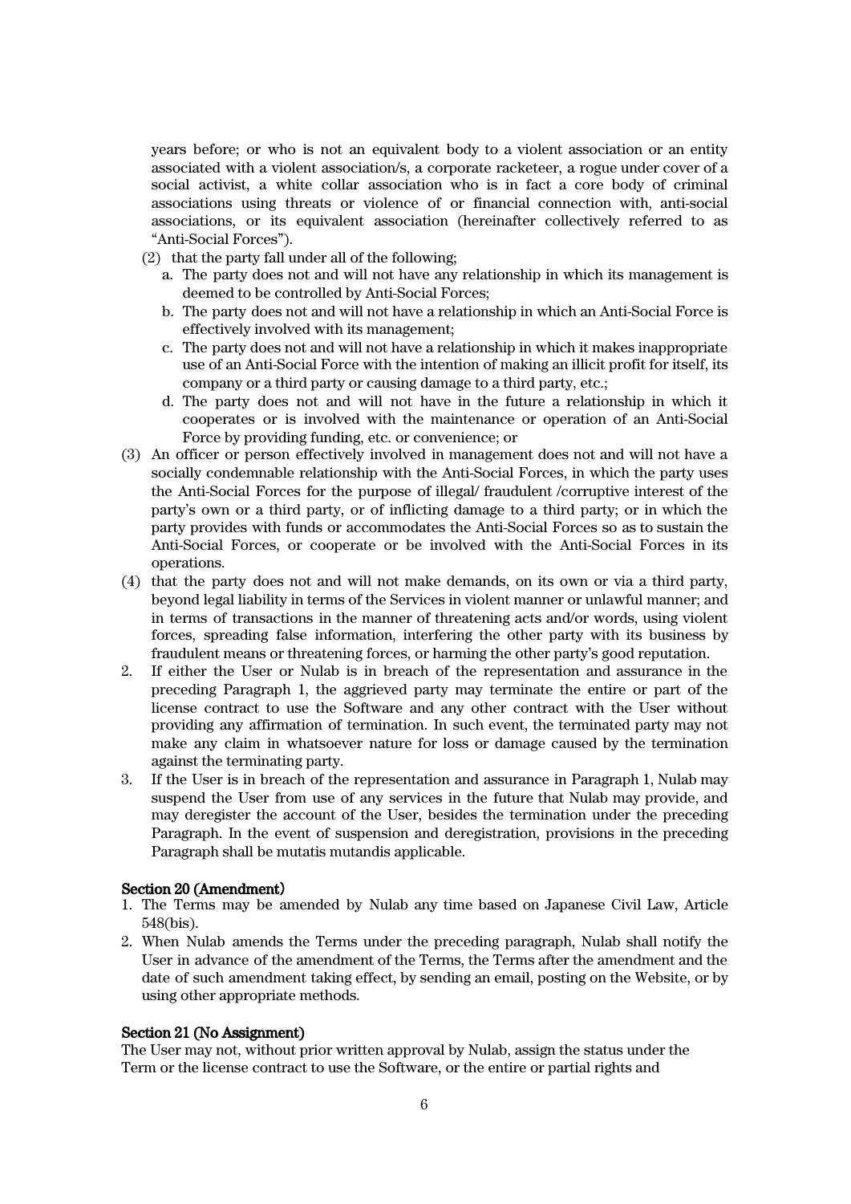years before; or who is not an equivalent body to a violent association or an entity associated with a violent association/s, a corporate racketeer, a rogue under cover of a social activist, a white collar association who is in fact a core body of criminal associations using threats or violence of or financial connection with, anti-social associations, or its equivalent association (hereinafter collectively referred to as "Anti-Social Forces").

(2) that the party fall under all of the following;
   a. The party does not and will not have any relationship in which its management is deemed to be controlled by Anti-Social Forces;
   b. The party does not and will not have a relationship in which an Anti-Social Force is effectively involved with its management;
   c. The party does not and will not have a relationship in which it makes inappropriate use of an Anti-Social Force with the intention of making an illicit profit for itself, its company or a third party or causing damage to a third party, etc.;
   d. The party does not and will not have in the future a relationship in which it cooperates or is involved with the maintenance or operation of an Anti-Social Force by providing funding, etc. or convenience; or

(3) An officer or person effectively involved in management does not and will not have a socially condemnable relationship with the Anti-Social Forces, in which the party uses the Anti-Social Forces for the purpose of illegal/ fraudulent /corruptive interest of the party's own or a third party, or of inflicting damage to a third party; or in which the party provides with funds or accommodates the Anti-Social Forces so as to sustain the Anti-Social Forces, or cooperate or be involved with the Anti-Social Forces in its operations.

(4) that the party does not and will not make demands, on its own or via a third party, beyond legal liability in terms of the Services in violent manner or unlawful manner; and in terms of transactions in the manner of threatening acts and/or words, using violent forces, spreading false information, interfering the other party with its business by fraudulent means or threatening forces, or harming the other party's good reputation.

2. If either the User or Nulab is in breach of the representation and assurance in the preceding Paragraph 1, the aggrieved party may terminate the entire or part of the license contract to use the Software and any other contract with the User without providing any affirmation of termination. In such event, the terminated party may not make any claim in whatsoever nature for loss or damage caused by the termination against the terminating party.
3. If the User is in breach of the representation and assurance in Paragraph 1, Nulab may suspend the User from use of any services in the future that Nulab may provide, and may deregister the account of the User, besides the termination under the preceding Paragraph. In the event of suspension and deregistration, provisions in the preceding Paragraph shall be mutatis mutandis applicable.

**Section 20 (Amendment)**

1. The Terms may be amended by Nulab any time based on Japanese Civil Law, Article 548(bis).
2. When Nulab amends the Terms under the preceding paragraph, Nulab shall notify the User in advance of the amendment of the Terms, the Terms after the amendment and the date of such amendment taking effect, by sending an email, posting on the Website, or by using other appropriate methods.

**Section 21 (No Assignment)**

The User may not, without prior written approval by Nulab, assign the status under the Term or the license contract to use the Software, or the entire or partial rights and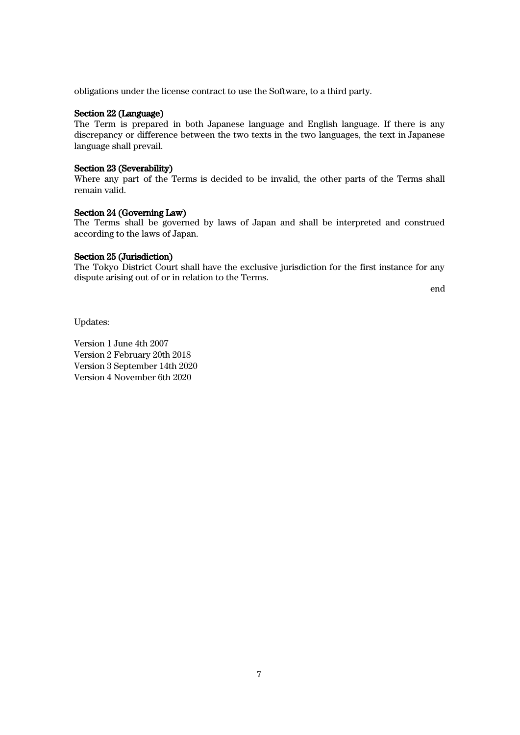obligations under the license contract to use the Software, to a third party.

**Section 22 (Language)**
The Term is prepared in both Japanese language and English language. If there is any discrepancy or difference between the two texts in the two languages, the text in Japanese language shall prevail.

**Section 23 (Severability)**
Where any part of the Terms is decided to be invalid, the other parts of the Terms shall remain valid.

**Section 24 (Governing Law)**
The Terms shall be governed by laws of Japan and shall be interpreted and construed according to the laws of Japan.

**Section 25 (Jurisdiction)**
The Tokyo District Court shall have the exclusive jurisdiction for the first instance for any dispute arising out of or in relation to the Terms.

end

Updates:

Version 1 June 4th 2007
Version 2 February 20th 2018
Version 3 September 14th 2020
Version 4 November 6th 2020